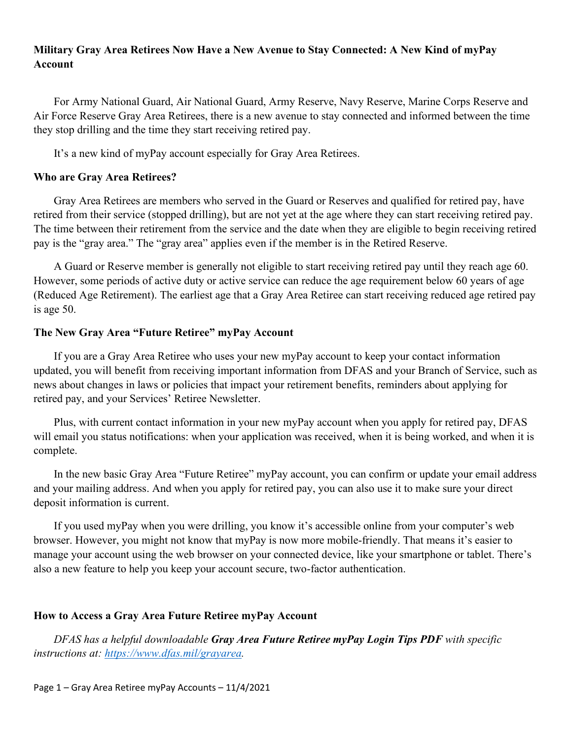# Military Gray Area Retirees Now Have a New Avenue to Stay Connected: A New Kind of myPay Account

For Army National Guard, Air National Guard, Army Reserve, Navy Reserve, Marine Corps Reserve and Air Force Reserve Gray Area Retirees, there is a new avenue to stay connected and informed between the time they stop drilling and the time they start receiving retired pay.

It's a new kind of myPay account especially for Gray Area Retirees.

## Who are Gray Area Retirees?

Gray Area Retirees are members who served in the Guard or Reserves and qualified for retired pay, have retired from their service (stopped drilling), but are not yet at the age where they can start receiving retired pay. The time between their retirement from the service and the date when they are eligible to begin receiving retired pay is the "gray area." The "gray area" applies even if the member is in the Retired Reserve.

A Guard or Reserve member is generally not eligible to start receiving retired pay until they reach age 60. However, some periods of active duty or active service can reduce the age requirement below 60 years of age (Reduced Age Retirement). The earliest age that a Gray Area Retiree can start receiving reduced age retired pay is age 50.

## The New Gray Area "Future Retiree" myPay Account

If you are a Gray Area Retiree who uses your new myPay account to keep your contact information updated, you will benefit from receiving important information from DFAS and your Branch of Service, such as news about changes in laws or policies that impact your retirement benefits, reminders about applying for retired pay, and your Services' Retiree Newsletter.

Plus, with current contact information in your new myPay account when you apply for retired pay, DFAS will email you status notifications: when your application was received, when it is being worked, and when it is complete.

In the new basic Gray Area "Future Retiree" myPay account, you can confirm or update your email address and your mailing address. And when you apply for retired pay, you can also use it to make sure your direct deposit information is current.

If you used myPay when you were drilling, you know it's accessible online from your computer's web browser. However, you might not know that myPay is now more mobile-friendly. That means it's easier to manage your account using the web browser on your connected device, like your smartphone or tablet. There's also a new feature to help you keep your account secure, two-factor authentication.

## How to Access a Gray Area Future Retiree myPay Account

*DFAS has a helpful downloadable **Gray Area Future Retiree myPay Login Tips PDF** with specific instructions at: [https://www.dfas.mil/grayarea](https://www.dfas.mil/grayarea).*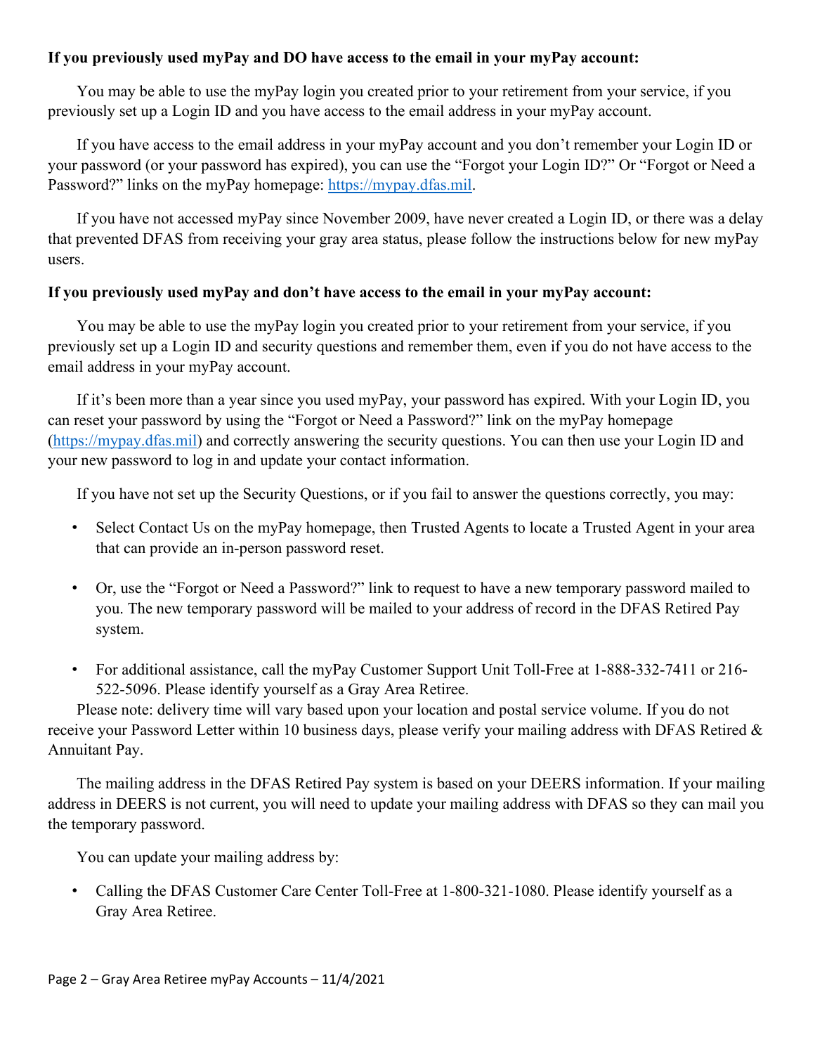**If you previously used myPay and DO have access to the email in your myPay account:**

You may be able to use the myPay login you created prior to your retirement from your service, if you previously set up a Login ID and you have access to the email address in your myPay account.

If you have access to the email address in your myPay account and you don't remember your Login ID or your password (or your password has expired), you can use the "Forgot your Login ID?" Or "Forgot or Need a Password?" links on the myPay homepage: https://mypay.dfas.mil.

If you have not accessed myPay since November 2009, have never created a Login ID, or there was a delay that prevented DFAS from receiving your gray area status, please follow the instructions below for new myPay users.

**If you previously used myPay and don't have access to the email in your myPay account:**

You may be able to use the myPay login you created prior to your retirement from your service, if you previously set up a Login ID and security questions and remember them, even if you do not have access to the email address in your myPay account.

If it's been more than a year since you used myPay, your password has expired. With your Login ID, you can reset your password by using the "Forgot or Need a Password?" link on the myPay homepage (https://mypay.dfas.mil) and correctly answering the security questions. You can then use your Login ID and your new password to log in and update your contact information.

If you have not set up the Security Questions, or if you fail to answer the questions correctly, you may:

- Select Contact Us on the myPay homepage, then Trusted Agents to locate a Trusted Agent in your area that can provide an in-person password reset.
- Or, use the "Forgot or Need a Password?" link to request to have a new temporary password mailed to you. The new temporary password will be mailed to your address of record in the DFAS Retired Pay system.
- For additional assistance, call the myPay Customer Support Unit Toll-Free at 1-888-332-7411 or 216-522-5096. Please identify yourself as a Gray Area Retiree.

Please note: delivery time will vary based upon your location and postal service volume. If you do not receive your Password Letter within 10 business days, please verify your mailing address with DFAS Retired & Annuitant Pay.

The mailing address in the DFAS Retired Pay system is based on your DEERS information. If your mailing address in DEERS is not current, you will need to update your mailing address with DFAS so they can mail you the temporary password.

You can update your mailing address by:

- Calling the DFAS Customer Care Center Toll-Free at 1-800-321-1080. Please identify yourself as a Gray Area Retiree.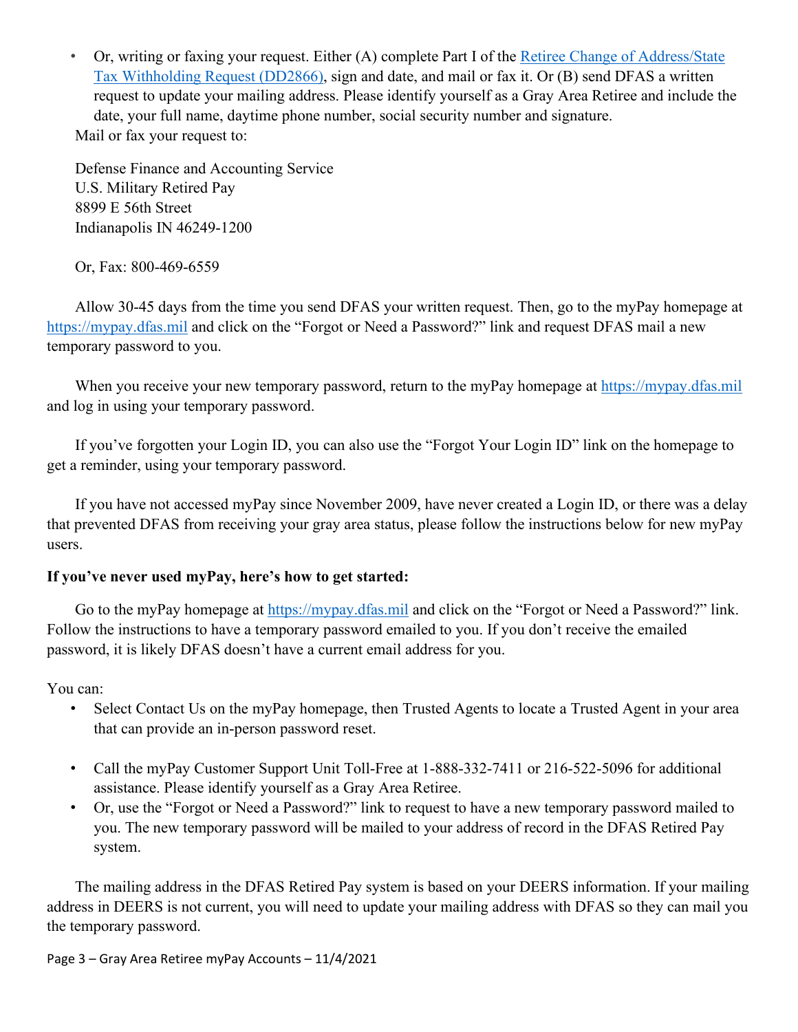- Or, writing or faxing your request. Either (A) complete Part I of the [Retiree Change of Address/State Tax Withholding Request (DD2866)](), sign and date, and mail or fax it. Or (B) send DFAS a written request to update your mailing address. Please identify yourself as a Gray Area Retiree and include the date, your full name, daytime phone number, social security number and signature.

Mail or fax your request to:

Defense Finance and Accounting Service
U.S. Military Retired Pay
8899 E 56th Street
Indianapolis IN 46249-1200

Or, Fax: 800-469-6559

Allow 30-45 days from the time you send DFAS your written request. Then, go to the myPay homepage at https://mypay.dfas.mil and click on the "Forgot or Need a Password?" link and request DFAS mail a new temporary password to you.

When you receive your new temporary password, return to the myPay homepage at https://mypay.dfas.mil and log in using your temporary password.

If you've forgotten your Login ID, you can also use the "Forgot Your Login ID" link on the homepage to get a reminder, using your temporary password.

If you have not accessed myPay since November 2009, have never created a Login ID, or there was a delay that prevented DFAS from receiving your gray area status, please follow the instructions below for new myPay users.

**If you've never used myPay, here's how to get started:**

Go to the myPay homepage at https://mypay.dfas.mil and click on the "Forgot or Need a Password?" link. Follow the instructions to have a temporary password emailed to you. If you don't receive the emailed password, it is likely DFAS doesn't have a current email address for you.

You can:

- Select Contact Us on the myPay homepage, then Trusted Agents to locate a Trusted Agent in your area that can provide an in-person password reset.
- Call the myPay Customer Support Unit Toll-Free at 1-888-332-7411 or 216-522-5096 for additional assistance. Please identify yourself as a Gray Area Retiree.
- Or, use the "Forgot or Need a Password?" link to request to have a new temporary password mailed to you. The new temporary password will be mailed to your address of record in the DFAS Retired Pay system.

The mailing address in the DFAS Retired Pay system is based on your DEERS information. If your mailing address in DEERS is not current, you will need to update your mailing address with DFAS so they can mail you the temporary password.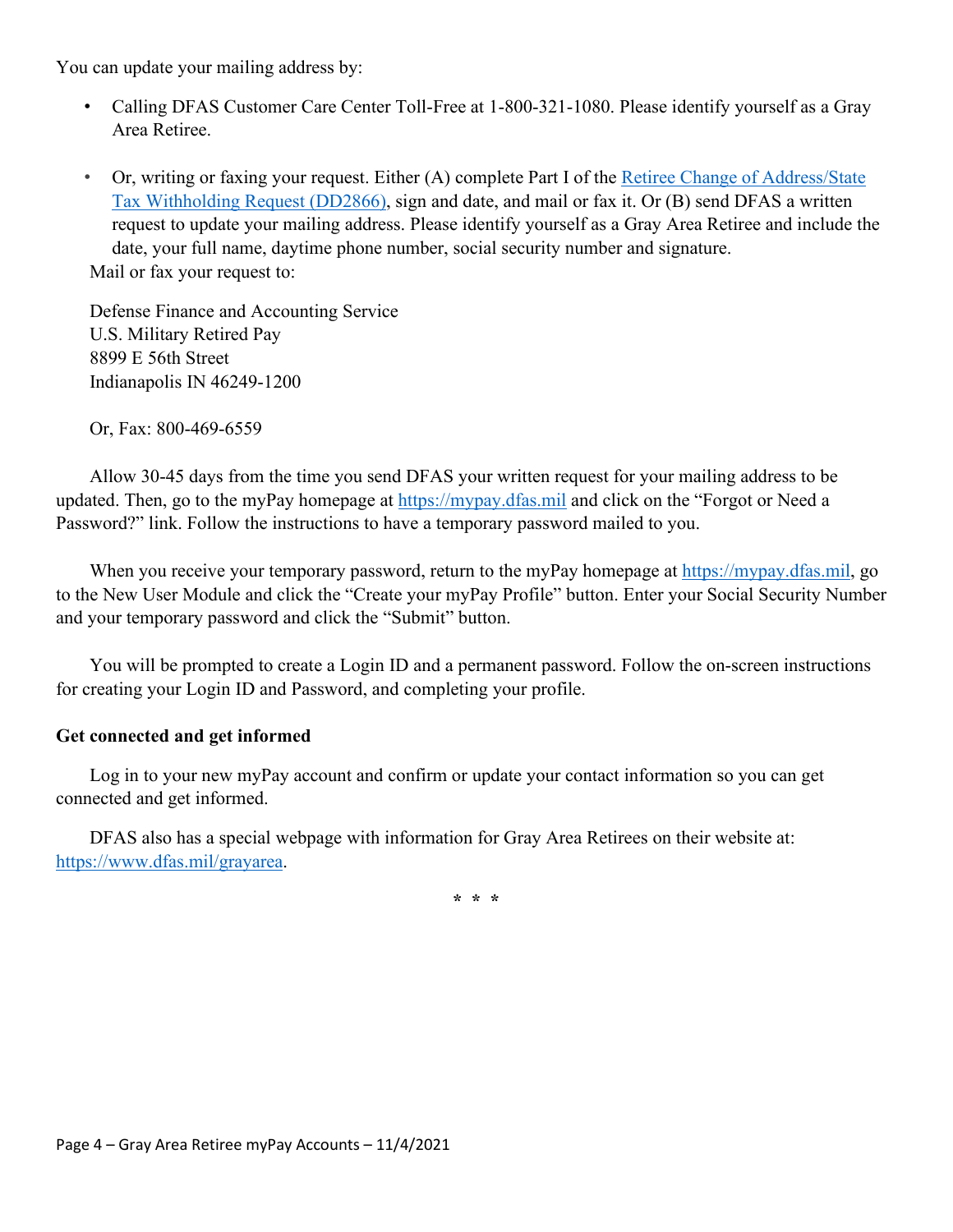You can update your mailing address by:

- Calling DFAS Customer Care Center Toll-Free at 1-800-321-1080. Please identify yourself as a Gray Area Retiree.

- Or, writing or faxing your request. Either (A) complete Part I of the [Retiree Change of Address/State Tax Withholding Request (DD2866)](), sign and date, and mail or fax it. Or (B) send DFAS a written request to update your mailing address. Please identify yourself as a Gray Area Retiree and include the date, your full name, daytime phone number, social security number and signature.

Mail or fax your request to:

Defense Finance and Accounting Service
U.S. Military Retired Pay
8899 E 56th Street
Indianapolis IN 46249-1200

Or, Fax: 800-469-6559

Allow 30-45 days from the time you send DFAS your written request for your mailing address to be updated. Then, go to the myPay homepage at [https://mypay.dfas.mil](https://mypay.dfas.mil) and click on the "Forgot or Need a Password?" link. Follow the instructions to have a temporary password mailed to you.

When you receive your temporary password, return to the myPay homepage at [https://mypay.dfas.mil](https://mypay.dfas.mil), go to the New User Module and click the "Create your myPay Profile" button. Enter your Social Security Number and your temporary password and click the "Submit" button.

You will be prompted to create a Login ID and a permanent password. Follow the on-screen instructions for creating your Login ID and Password, and completing your profile.

**Get connected and get informed**

Log in to your new myPay account and confirm or update your contact information so you can get connected and get informed.

DFAS also has a special webpage with information for Gray Area Retirees on their website at: [https://www.dfas.mil/grayarea](https://www.dfas.mil/grayarea).

\* \* \*